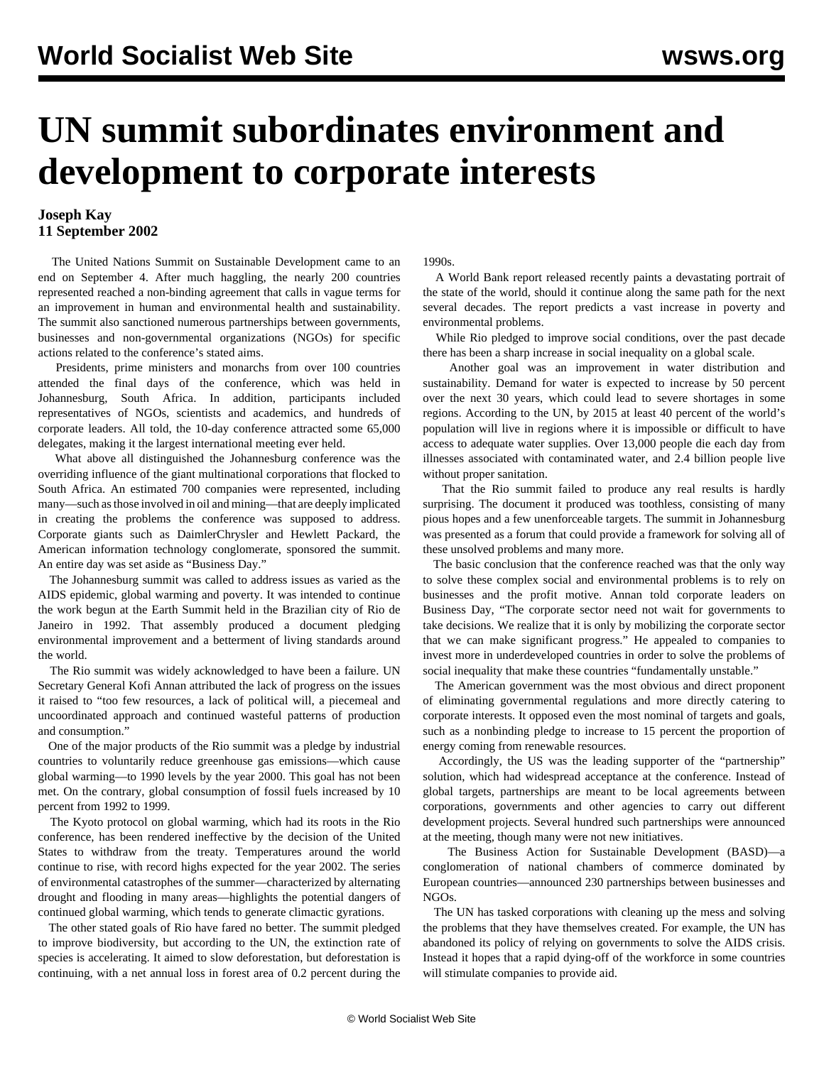# UN summit subordinates environment and development to corporate interests

**Joseph Kay**
**11 September 2002**

The United Nations Summit on Sustainable Development came to an end on September 4. After much haggling, the nearly 200 countries represented reached a non-binding agreement that calls in vague terms for an improvement in human and environmental health and sustainability. The summit also sanctioned numerous partnerships between governments, businesses and non-governmental organizations (NGOs) for specific actions related to the conference's stated aims.

Presidents, prime ministers and monarchs from over 100 countries attended the final days of the conference, which was held in Johannesburg, South Africa. In addition, participants included representatives of NGOs, scientists and academics, and hundreds of corporate leaders. All told, the 10-day conference attracted some 65,000 delegates, making it the largest international meeting ever held.

What above all distinguished the Johannesburg conference was the overriding influence of the giant multinational corporations that flocked to South Africa. An estimated 700 companies were represented, including many—such as those involved in oil and mining—that are deeply implicated in creating the problems the conference was supposed to address. Corporate giants such as DaimlerChrysler and Hewlett Packard, the American information technology conglomerate, sponsored the summit. An entire day was set aside as "Business Day."

The Johannesburg summit was called to address issues as varied as the AIDS epidemic, global warming and poverty. It was intended to continue the work begun at the Earth Summit held in the Brazilian city of Rio de Janeiro in 1992. That assembly produced a document pledging environmental improvement and a betterment of living standards around the world.

The Rio summit was widely acknowledged to have been a failure. UN Secretary General Kofi Annan attributed the lack of progress on the issues it raised to "too few resources, a lack of political will, a piecemeal and uncoordinated approach and continued wasteful patterns of production and consumption."

One of the major products of the Rio summit was a pledge by industrial countries to voluntarily reduce greenhouse gas emissions—which cause global warming—to 1990 levels by the year 2000. This goal has not been met. On the contrary, global consumption of fossil fuels increased by 10 percent from 1992 to 1999.

The Kyoto protocol on global warming, which had its roots in the Rio conference, has been rendered ineffective by the decision of the United States to withdraw from the treaty. Temperatures around the world continue to rise, with record highs expected for the year 2002. The series of environmental catastrophes of the summer—characterized by alternating drought and flooding in many areas—highlights the potential dangers of continued global warming, which tends to generate climactic gyrations.

The other stated goals of Rio have fared no better. The summit pledged to improve biodiversity, but according to the UN, the extinction rate of species is accelerating. It aimed to slow deforestation, but deforestation is continuing, with a net annual loss in forest area of 0.2 percent during the 1990s.

A World Bank report released recently paints a devastating portrait of the state of the world, should it continue along the same path for the next several decades. The report predicts a vast increase in poverty and environmental problems.

While Rio pledged to improve social conditions, over the past decade there has been a sharp increase in social inequality on a global scale.

Another goal was an improvement in water distribution and sustainability. Demand for water is expected to increase by 50 percent over the next 30 years, which could lead to severe shortages in some regions. According to the UN, by 2015 at least 40 percent of the world's population will live in regions where it is impossible or difficult to have access to adequate water supplies. Over 13,000 people die each day from illnesses associated with contaminated water, and 2.4 billion people live without proper sanitation.

That the Rio summit failed to produce any real results is hardly surprising. The document it produced was toothless, consisting of many pious hopes and a few unenforceable targets. The summit in Johannesburg was presented as a forum that could provide a framework for solving all of these unsolved problems and many more.

The basic conclusion that the conference reached was that the only way to solve these complex social and environmental problems is to rely on businesses and the profit motive. Annan told corporate leaders on Business Day, "The corporate sector need not wait for governments to take decisions. We realize that it is only by mobilizing the corporate sector that we can make significant progress." He appealed to companies to invest more in underdeveloped countries in order to solve the problems of social inequality that make these countries "fundamentally unstable."

The American government was the most obvious and direct proponent of eliminating governmental regulations and more directly catering to corporate interests. It opposed even the most nominal of targets and goals, such as a nonbinding pledge to increase to 15 percent the proportion of energy coming from renewable resources.

Accordingly, the US was the leading supporter of the "partnership" solution, which had widespread acceptance at the conference. Instead of global targets, partnerships are meant to be local agreements between corporations, governments and other agencies to carry out different development projects. Several hundred such partnerships were announced at the meeting, though many were not new initiatives.

The Business Action for Sustainable Development (BASD)—a conglomeration of national chambers of commerce dominated by European countries—announced 230 partnerships between businesses and NGOs.

The UN has tasked corporations with cleaning up the mess and solving the problems that they have themselves created. For example, the UN has abandoned its policy of relying on governments to solve the AIDS crisis. Instead it hopes that a rapid dying-off of the workforce in some countries will stimulate companies to provide aid.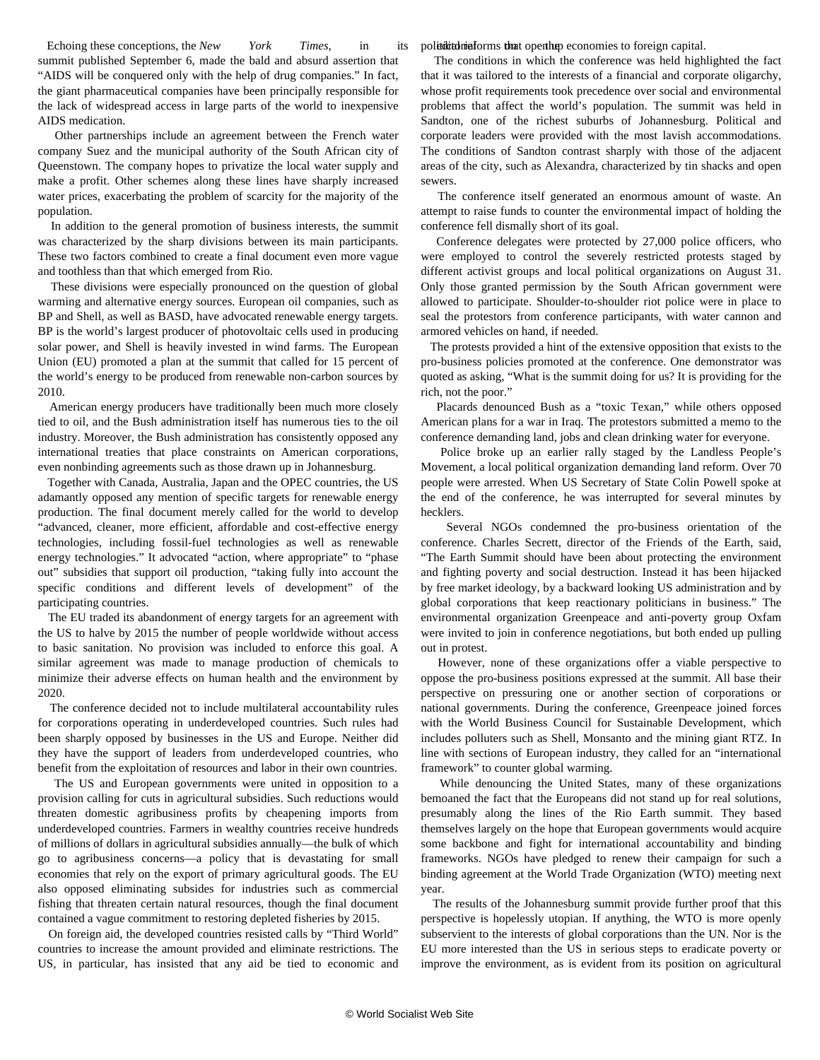Echoing these conceptions, the *New York Times*, in its editorial on the summit published September 6, made the bald and absurd assertion that "AIDS will be conquered only with the help of drug companies." In fact, the giant pharmaceutical companies have been principally responsible for the lack of widespread access in large parts of the world to inexpensive AIDS medication.

Other partnerships include an agreement between the French water company Suez and the municipal authority of the South African city of Queenstown. The company hopes to privatize the local water supply and make a profit. Other schemes along these lines have sharply increased water prices, exacerbating the problem of scarcity for the majority of the population.

In addition to the general promotion of business interests, the summit was characterized by the sharp divisions between its main participants. These two factors combined to create a final document even more vague and toothless than that which emerged from Rio.

These divisions were especially pronounced on the question of global warming and alternative energy sources. European oil companies, such as BP and Shell, as well as BASD, have advocated renewable energy targets. BP is the world's largest producer of photovoltaic cells used in producing solar power, and Shell is heavily invested in wind farms. The European Union (EU) promoted a plan at the summit that called for 15 percent of the world's energy to be produced from renewable non-carbon sources by 2010.

American energy producers have traditionally been much more closely tied to oil, and the Bush administration itself has numerous ties to the oil industry. Moreover, the Bush administration has consistently opposed any international treaties that place constraints on American corporations, even nonbinding agreements such as those drawn up in Johannesburg.

Together with Canada, Australia, Japan and the OPEC countries, the US adamantly opposed any mention of specific targets for renewable energy production. The final document merely called for the world to develop "advanced, cleaner, more efficient, affordable and cost-effective energy technologies, including fossil-fuel technologies as well as renewable energy technologies." It advocated "action, where appropriate" to "phase out" subsidies that support oil production, "taking fully into account the specific conditions and different levels of development" of the participating countries.

The EU traded its abandonment of energy targets for an agreement with the US to halve by 2015 the number of people worldwide without access to basic sanitation. No provision was included to enforce this goal. A similar agreement was made to manage production of chemicals to minimize their adverse effects on human health and the environment by 2020.

The conference decided not to include multilateral accountability rules for corporations operating in underdeveloped countries. Such rules had been sharply opposed by businesses in the US and Europe. Neither did they have the support of leaders from underdeveloped countries, who benefit from the exploitation of resources and labor in their own countries.

The US and European governments were united in opposition to a provision calling for cuts in agricultural subsidies. Such reductions would threaten domestic agribusiness profits by cheapening imports from underdeveloped countries. Farmers in wealthy countries receive hundreds of millions of dollars in agricultural subsidies annually—the bulk of which go to agribusiness concerns—a policy that is devastating for small economies that rely on the export of primary agricultural goods. The EU also opposed eliminating subsides for industries such as commercial fishing that threaten certain natural resources, though the final document contained a vague commitment to restoring depleted fisheries by 2015.

On foreign aid, the developed countries resisted calls by "Third World" countries to increase the amount provided and eliminate restrictions. The US, in particular, has insisted that any aid be tied to economic and political reforms that open up the economies to foreign capital.

The conditions in which the conference was held highlighted the fact that it was tailored to the interests of a financial and corporate oligarchy, whose profit requirements took precedence over social and environmental problems that affect the world's population. The summit was held in Sandton, one of the richest suburbs of Johannesburg. Political and corporate leaders were provided with the most lavish accommodations. The conditions of Sandton contrast sharply with those of the adjacent areas of the city, such as Alexandra, characterized by tin shacks and open sewers.

The conference itself generated an enormous amount of waste. An attempt to raise funds to counter the environmental impact of holding the conference fell dismally short of its goal.

Conference delegates were protected by 27,000 police officers, who were employed to control the severely restricted protests staged by different activist groups and local political organizations on August 31. Only those granted permission by the South African government were allowed to participate. Shoulder-to-shoulder riot police were in place to seal the protestors from conference participants, with water cannon and armored vehicles on hand, if needed.

The protests provided a hint of the extensive opposition that exists to the pro-business policies promoted at the conference. One demonstrator was quoted as asking, "What is the summit doing for us? It is providing for the rich, not the poor."

Placards denounced Bush as a "toxic Texan," while others opposed American plans for a war in Iraq. The protestors submitted a memo to the conference demanding land, jobs and clean drinking water for everyone.

Police broke up an earlier rally staged by the Landless People's Movement, a local political organization demanding land reform. Over 70 people were arrested. When US Secretary of State Colin Powell spoke at the end of the conference, he was interrupted for several minutes by hecklers.

Several NGOs condemned the pro-business orientation of the conference. Charles Secrett, director of the Friends of the Earth, said, "The Earth Summit should have been about protecting the environment and fighting poverty and social destruction. Instead it has been hijacked by free market ideology, by a backward looking US administration and by global corporations that keep reactionary politicians in business." The environmental organization Greenpeace and anti-poverty group Oxfam were invited to join in conference negotiations, but both ended up pulling out in protest.

However, none of these organizations offer a viable perspective to oppose the pro-business positions expressed at the summit. All base their perspective on pressuring one or another section of corporations or national governments. During the conference, Greenpeace joined forces with the World Business Council for Sustainable Development, which includes polluters such as Shell, Monsanto and the mining giant RTZ. In line with sections of European industry, they called for an "international framework" to counter global warming.

While denouncing the United States, many of these organizations bemoaned the fact that the Europeans did not stand up for real solutions, presumably along the lines of the Rio Earth summit. They based themselves largely on the hope that European governments would acquire some backbone and fight for international accountability and binding frameworks. NGOs have pledged to renew their campaign for such a binding agreement at the World Trade Organization (WTO) meeting next year.

The results of the Johannesburg summit provide further proof that this perspective is hopelessly utopian. If anything, the WTO is more openly subservient to the interests of global corporations than the UN. Nor is the EU more interested than the US in serious steps to eradicate poverty or improve the environment, as is evident from its position on agricultural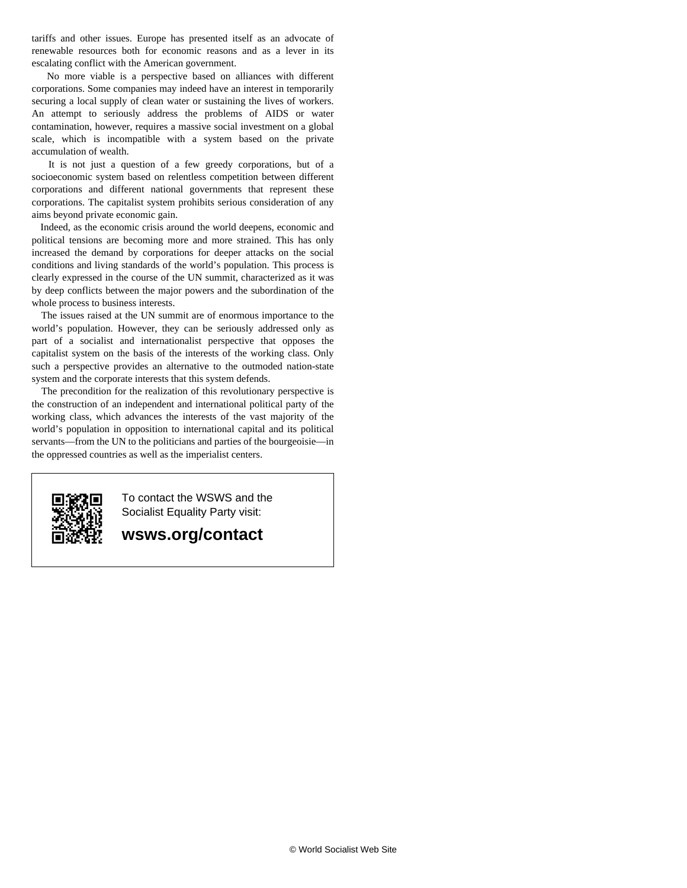tariffs and other issues. Europe has presented itself as an advocate of renewable resources both for economic reasons and as a lever in its escalating conflict with the American government.

No more viable is a perspective based on alliances with different corporations. Some companies may indeed have an interest in temporarily securing a local supply of clean water or sustaining the lives of workers. An attempt to seriously address the problems of AIDS or water contamination, however, requires a massive social investment on a global scale, which is incompatible with a system based on the private accumulation of wealth.

It is not just a question of a few greedy corporations, but of a socioeconomic system based on relentless competition between different corporations and different national governments that represent these corporations. The capitalist system prohibits serious consideration of any aims beyond private economic gain.

Indeed, as the economic crisis around the world deepens, economic and political tensions are becoming more and more strained. This has only increased the demand by corporations for deeper attacks on the social conditions and living standards of the world's population. This process is clearly expressed in the course of the UN summit, characterized as it was by deep conflicts between the major powers and the subordination of the whole process to business interests.

The issues raised at the UN summit are of enormous importance to the world's population. However, they can be seriously addressed only as part of a socialist and internationalist perspective that opposes the capitalist system on the basis of the interests of the working class. Only such a perspective provides an alternative to the outmoded nation-state system and the corporate interests that this system defends.

The precondition for the realization of this revolutionary perspective is the construction of an independent and international political party of the working class, which advances the interests of the vast majority of the world's population in opposition to international capital and its political servants—from the UN to the politicians and parties of the bourgeoisie—in the oppressed countries as well as the imperialist centers.

To contact the WSWS and the Socialist Equality Party visit:

**wsws.org/contact**